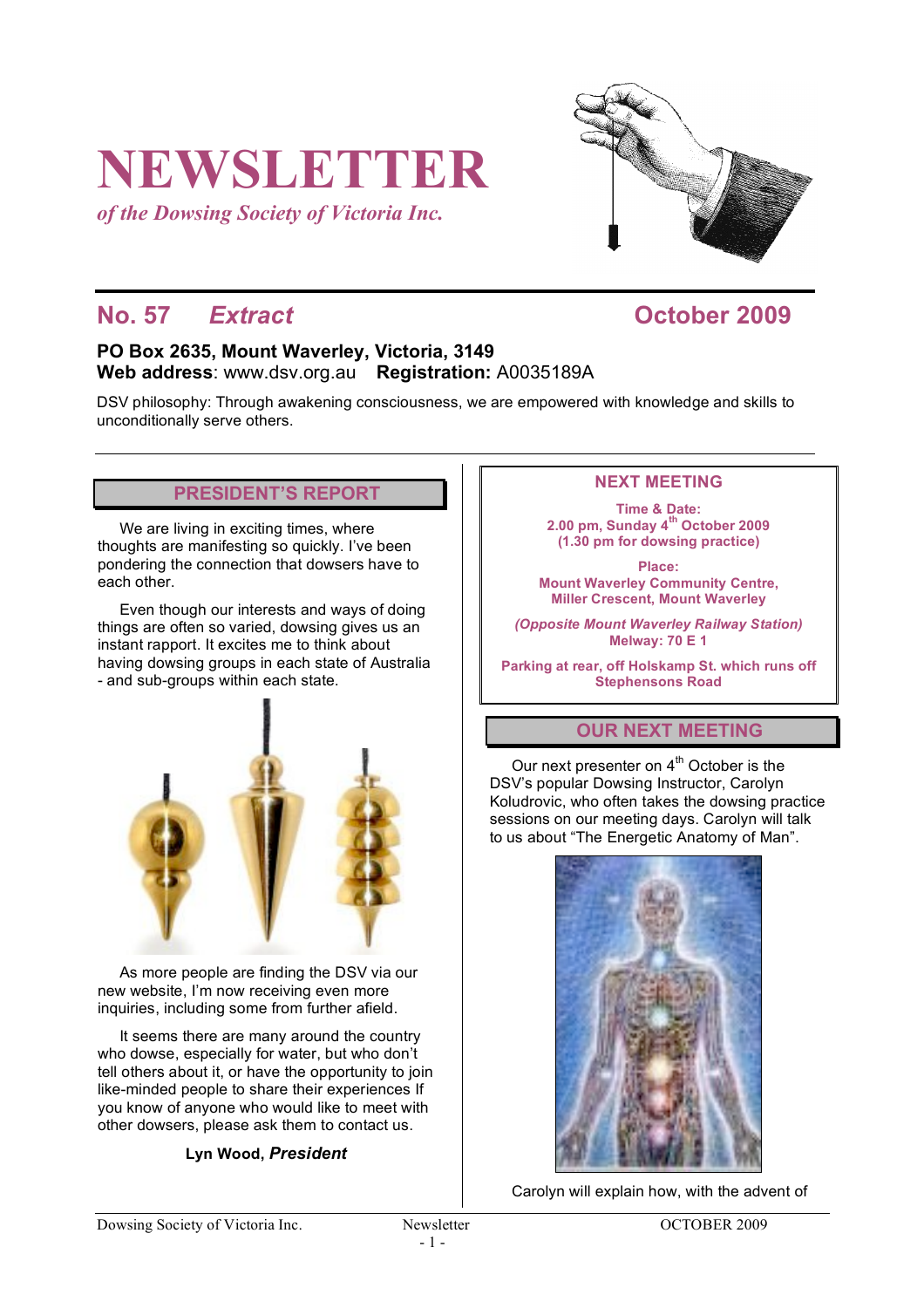# NEWSLETTER

*of the Dowsing Society of Victoria Inc.*

## No. 57 *Extract* October 2009

**PO Box 2635, Mount Waverley, Victoria, 3149**
**Web address**: www.dsv.org.au **Registration:** A0035189A

DSV philosophy: Through awakening consciousness, we are empowered with knowledge and skills to unconditionally serve others.

## PRESIDENT'S REPORT

We are living in exciting times, where thoughts are manifesting so quickly. I've been pondering the connection that dowsers have to each other.

Even though our interests and ways of doing things are often so varied, dowsing gives us an instant rapport. It excites me to think about having dowsing groups in each state of Australia - and sub-groups within each state.

As more people are finding the DSV via our new website, I'm now receiving even more inquiries, including some from further afield.

It seems there are many around the country who dowse, especially for water, but who don't tell others about it, or have the opportunity to join like-minded people to share their experiences If you know of anyone who would like to meet with other dowsers, please ask them to contact us.

**Lyn Wood, *President***

## NEXT MEETING

**Time & Date:**
**2.00 pm, Sunday 4th October 2009**
**(1.30 pm for dowsing practice)**

**Place:**
**Mount Waverley Community Centre, Miller Crescent, Mount Waverley**

***(Opposite Mount Waverley Railway Station)***
**Melway: 70 E 1**

**Parking at rear, off Holskamp St. which runs off Stephensons Road**

## OUR NEXT MEETING

Our next presenter on 4th October is the DSV's popular Dowsing Instructor, Carolyn Koludrovic, who often takes the dowsing practice sessions on our meeting days. Carolyn will talk to us about "The Energetic Anatomy of Man".

Carolyn will explain how, with the advent of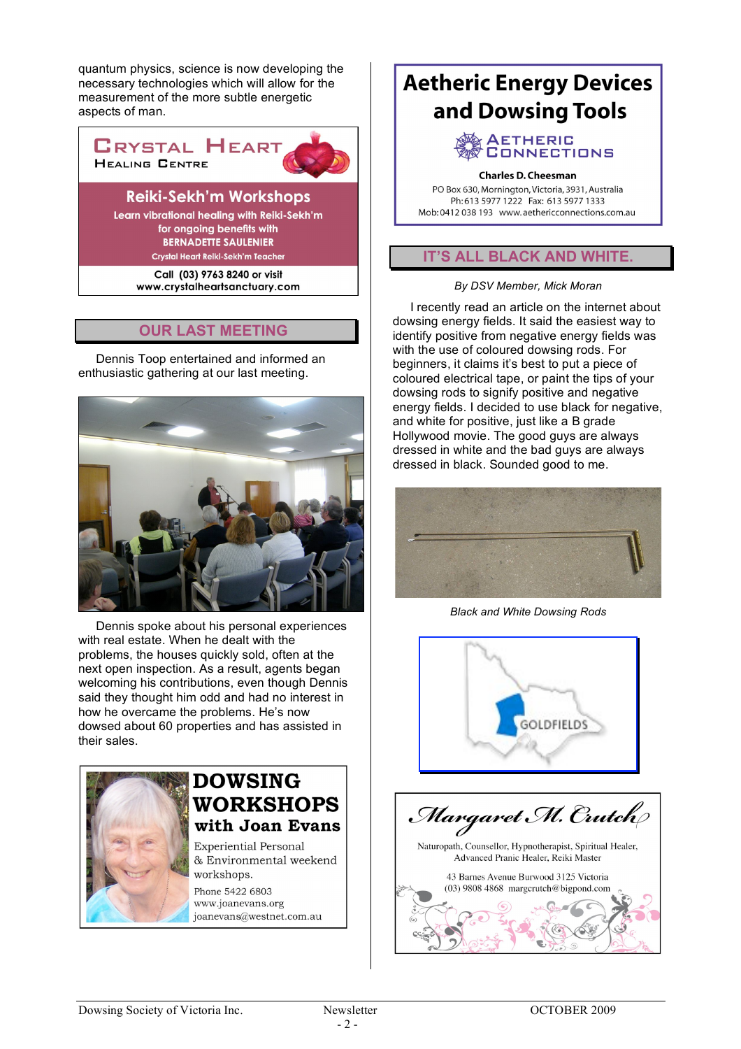quantum physics, science is now developing the necessary technologies which will allow for the measurement of the more subtle energetic aspects of man.

**CRYSTAL HEART**
**HEALING CENTRE**

**Reiki-Sekh'm Workshops**
Learn vibrational healing with Reiki-Sekh'm for ongoing benefits with
**BERNADETTE SAULENIER**
Crystal Heart Reiki-Sekh'm Teacher

Call (03) 9763 8240 or visit
www.crystalheartsanctuary.com

## OUR LAST MEETING

Dennis Toop entertained and informed an enthusiastic gathering at our last meeting.

Dennis spoke about his personal experiences with real estate. When he dealt with the problems, the houses quickly sold, often at the next open inspection. As a result, agents began welcoming his contributions, even though Dennis said they thought him odd and had no interest in how he overcame the problems. He's now dowsed about 60 properties and has assisted in their sales.

**DOWSING WORKSHOPS**
**with Joan Evans**

Experiential Personal & Environmental weekend workshops.

Phone 5422 6803
www.joanevans.org
joanevans@westnet.com.au

**Aetheric Energy Devices and Dowsing Tools**

AETHERIC CONNECTIONS

**Charles D. Cheesman**
PO Box 630, Mornington, Victoria, 3931, Australia
Ph: 613 5977 1222 Fax: 613 5977 1333
Mob: 0412 038 193 www.aethericconnections.com.au

## IT'S ALL BLACK AND WHITE.

*By DSV Member, Mick Moran*

I recently read an article on the internet about dowsing energy fields. It said the easiest way to identify positive from negative energy fields was with the use of coloured dowsing rods. For beginners, it claims it's best to put a piece of coloured electrical tape, or paint the tips of your dowsing rods to signify positive and negative energy fields. I decided to use black for negative, and white for positive, just like a B grade Hollywood movie. The good guys are always dressed in white and the bad guys are always dressed in black. Sounded good to me.

*Black and White Dowsing Rods*

GOLDFIELDS

***Margaret M. Crutch***

Naturopath, Counsellor, Hypnotherapist, Spiritual Healer, Advanced Pranic Healer, Reiki Master

43 Barnes Avenue Burwood 3125 Victoria
(03) 9808 4868 margcrutch@bigpond.com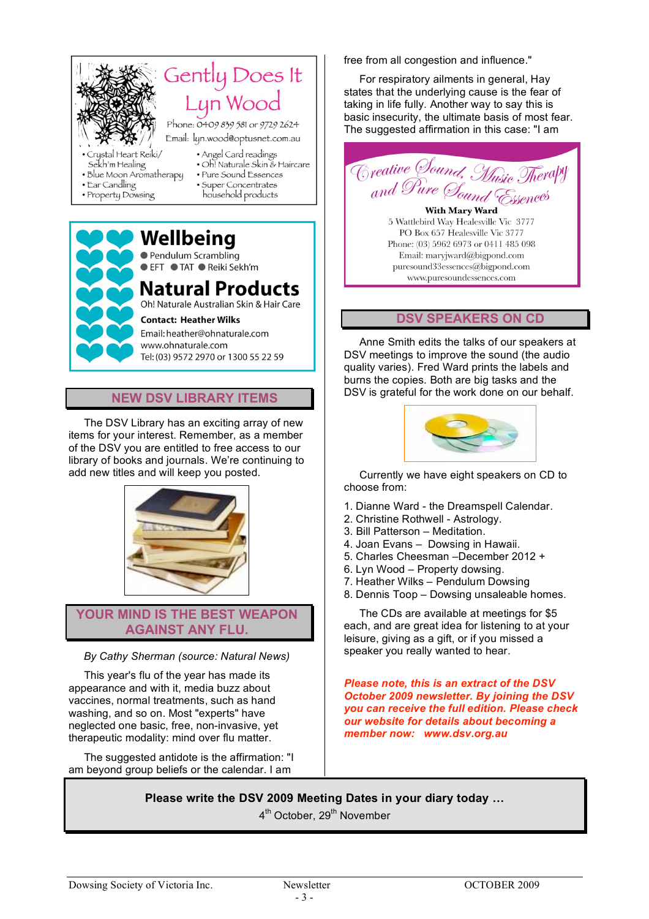**Gently Does It**
**Lyn Wood**

Phone: 0409 839 581 or 9729 2624
Email: lyn.wood@optusnet.com.au

- Crystal Heart Reiki/ Sekh'm Healing
- Blue Moon Aromatherapy
- Ear Candling
- Property Dowsing
- Angel Card readings
- Oh! Naturale Skin & Haircare
- Pure Sound Essences
- Super Concentrates household products

**Wellbeing**

● Pendulum Scrambling
● EFT ● TAT ● Reiki Sekh'm

**Natural Products**

Oh! Naturale Australian Skin & Hair Care

**Contact: Heather Wilks**

Email: heather@ohnaturale.com
www.ohnaturale.com
Tel: (03) 9572 2970 or 1300 55 22 59

## NEW DSV LIBRARY ITEMS

The DSV Library has an exciting array of new items for your interest. Remember, as a member of the DSV you are entitled to free access to our library of books and journals. We're continuing to add new titles and will keep you posted.

## YOUR MIND IS THE BEST WEAPON AGAINST ANY FLU.

*By Cathy Sherman (source: Natural News)*

This year's flu of the year has made its appearance and with it, media buzz about vaccines, normal treatments, such as hand washing, and so on. Most "experts" have neglected one basic, free, non-invasive, yet therapeutic modality: mind over flu matter.

The suggested antidote is the affirmation: "I am beyond group beliefs or the calendar. I am free from all congestion and influence."

For respiratory ailments in general, Hay states that the underlying cause is the fear of taking in life fully. Another way to say this is basic insecurity, the ultimate basis of most fear. The suggested affirmation in this case: "I am

**Creative Sound, Music Therapy and Pure Sound Essences**

**With Mary Ward**

5 Wattlebird Way Healesville Vic 3777
PO Box 657 Healesville Vic 3777
Phone: (03) 5962 6973 or 0411 485 098
Email: maryjward@bigpond.com
puresound33essences@bigpond.com
www.puresoundessences.com

## DSV SPEAKERS ON CD

Anne Smith edits the talks of our speakers at DSV meetings to improve the sound (the audio quality varies). Fred Ward prints the labels and burns the copies. Both are big tasks and the DSV is grateful for the work done on our behalf.

Currently we have eight speakers on CD to choose from:

1. Dianne Ward - the Dreamspell Calendar.
2. Christine Rothwell - Astrology.
3. Bill Patterson – Meditation.
4. Joan Evans – Dowsing in Hawaii.
5. Charles Cheesman –December 2012 +
6. Lyn Wood – Property dowsing.
7. Heather Wilks – Pendulum Dowsing
8. Dennis Toop – Dowsing unsaleable homes.

The CDs are available at meetings for $5 each, and are great idea for listening to at your leisure, giving as a gift, or if you missed a speaker you really wanted to hear.

***Please note, this is an extract of the DSV October 2009 newsletter. By joining the DSV you can receive the full edition. Please check our website for details about becoming a member now: www.dsv.org.au***

**Please write the DSV 2009 Meeting Dates in your diary today …**

4th October, 29th November